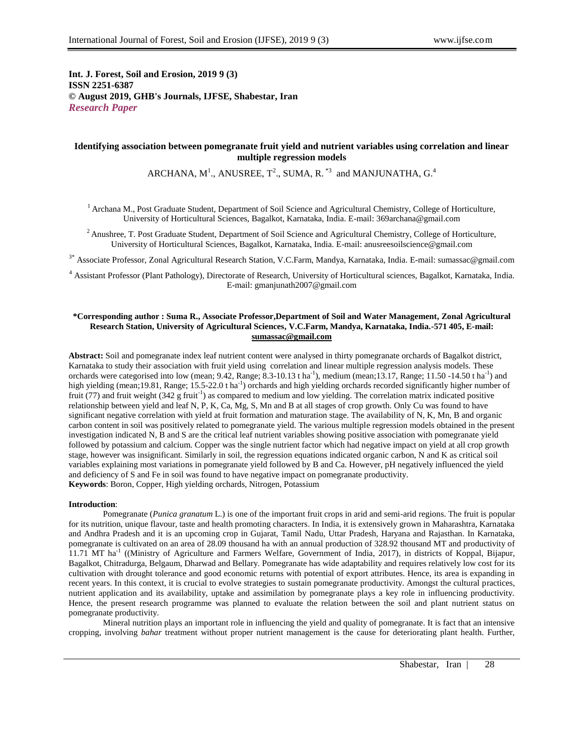**Int. J. Forest, Soil and Erosion, 2019 9 (3)**
**ISSN 2251-6387**
**© August 2019, GHB's Journals, IJFSE, Shabestar, Iran**
***Research Paper***

# Identifying association between pomegranate fruit yield and nutrient variables using correlation and linear multiple regression models

ARCHANA, M[1]., ANUSREE, T[2]., SUMA, R. [*3] and MANJUNATHA, G.[4]

[1] Archana M., Post Graduate Student, Department of Soil Science and Agricultural Chemistry, College of Horticulture, University of Horticultural Sciences, Bagalkot, Karnataka, India. E-mail: 369archana@gmail.com

[2] Anushree, T. Post Graduate Student, Department of Soil Science and Agricultural Chemistry, College of Horticulture, University of Horticultural Sciences, Bagalkot, Karnataka, India. E-mail: anusreesoilscience@gmail.com

[3*] Associate Professor, Zonal Agricultural Research Station, V.C.Farm, Mandya, Karnataka, India. E-mail: sumassac@gmail.com

[4] Assistant Professor (Plant Pathology), Directorate of Research, University of Horticultural sciences, Bagalkot, Karnataka, India. E-mail: gmanjunath2007@gmail.com

**\*Corresponding author : Suma R., Associate Professor,Department of Soil and Water Management, Zonal Agricultural Research Station, University of Agricultural Sciences, V.C.Farm, Mandya, Karnataka, India.-571 405, E-mail: sumassac@gmail.com**

**Abstract:** Soil and pomegranate index leaf nutrient content were analysed in thirty pomegranate orchards of Bagalkot district, Karnataka to study their association with fruit yield using correlation and linear multiple regression analysis models. These orchards were categorised into low (mean; 9.42, Range; 8.3-10.13 t ha$^{-1}$), medium (mean;13.17, Range; 11.50 -14.50 t ha$^{-1}$) and high yielding (mean;19.81, Range; 15.5-22.0 t ha$^{-1}$) orchards and high yielding orchards recorded significantly higher number of fruit (77) and fruit weight (342 g fruit$^{-1}$) as compared to medium and low yielding. The correlation matrix indicated positive relationship between yield and leaf N, P, K, Ca, Mg, S, Mn and B at all stages of crop growth. Only Cu was found to have significant negative correlation with yield at fruit formation and maturation stage. The availability of N, K, Mn, B and organic carbon content in soil was positively related to pomegranate yield. The various multiple regression models obtained in the present investigation indicated N, B and S are the critical leaf nutrient variables showing positive association with pomegranate yield followed by potassium and calcium. Copper was the single nutrient factor which had negative impact on yield at all crop growth stage, however was insignificant. Similarly in soil, the regression equations indicated organic carbon, N and K as critical soil variables explaining most variations in pomegranate yield followed by B and Ca. However, pH negatively influenced the yield and deficiency of S and Fe in soil was found to have negative impact on pomegranate productivity.
**Keywords**: Boron, Copper, High yielding orchards, Nitrogen, Potassium

**Introduction**:

Pomegranate (*Punica granatum* L.) is one of the important fruit crops in arid and semi-arid regions. The fruit is popular for its nutrition, unique flavour, taste and health promoting characters. In India, it is extensively grown in Maharashtra, Karnataka and Andhra Pradesh and it is an upcoming crop in Gujarat, Tamil Nadu, Uttar Pradesh, Haryana and Rajasthan. In Karnataka, pomegranate is cultivated on an area of 28.09 thousand ha with an annual production of 328.92 thousand MT and productivity of 11.71 MT ha$^{-1}$ ((Ministry of Agriculture and Farmers Welfare, Government of India, 2017), in districts of Koppal, Bijapur, Bagalkot, Chitradurga, Belgaum, Dharwad and Bellary. Pomegranate has wide adaptability and requires relatively low cost for its cultivation with drought tolerance and good economic returns with potential of export attributes. Hence, its area is expanding in recent years. In this context, it is crucial to evolve strategies to sustain pomegranate productivity. Amongst the cultural practices, nutrient application and its availability, uptake and assimilation by pomegranate plays a key role in influencing productivity. Hence, the present research programme was planned to evaluate the relation between the soil and plant nutrient status on pomegranate productivity.

Mineral nutrition plays an important role in influencing the yield and quality of pomegranate. It is fact that an intensive cropping, involving *bahar* treatment without proper nutrient management is the cause for deteriorating plant health. Further,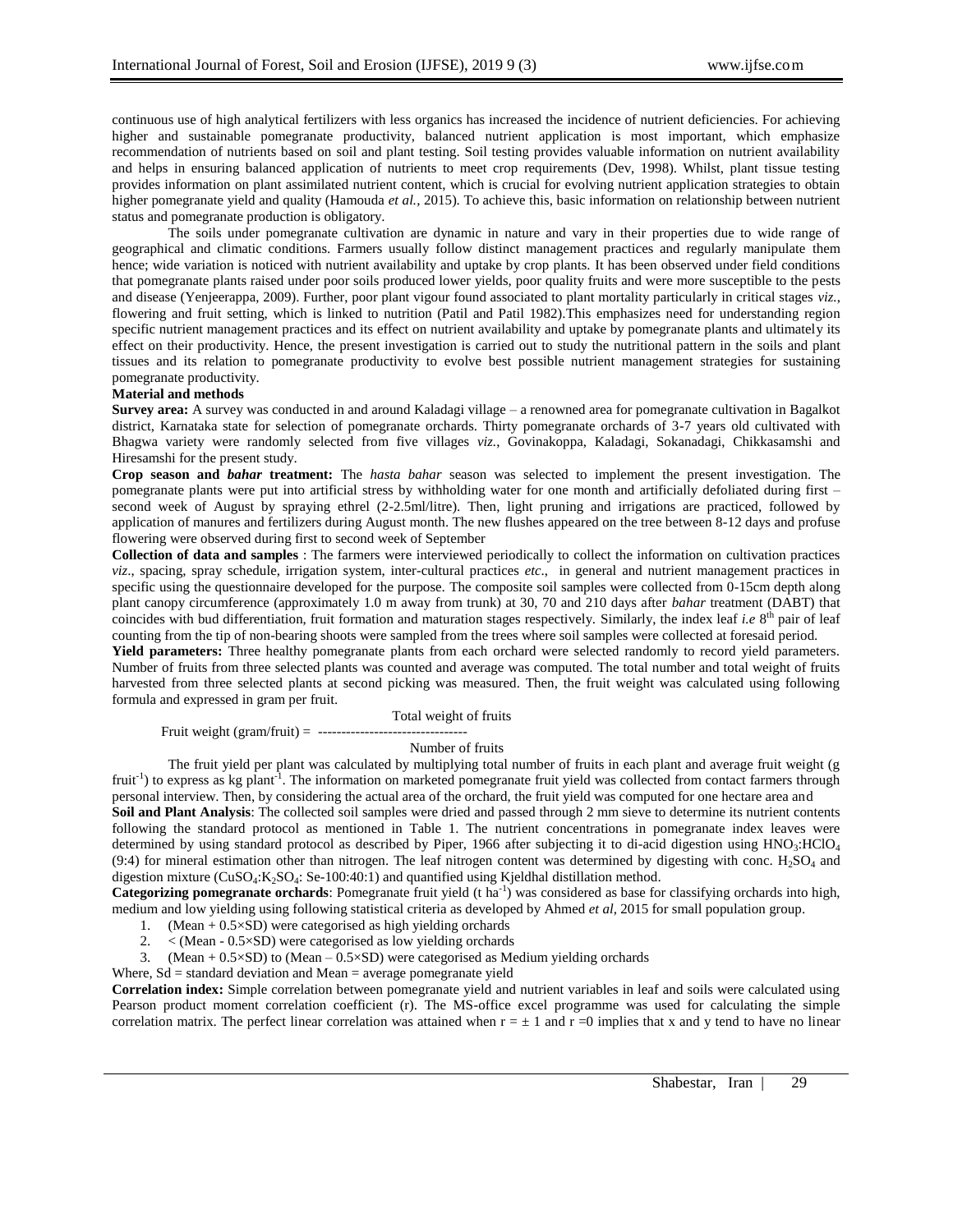continuous use of high analytical fertilizers with less organics has increased the incidence of nutrient deficiencies. For achieving higher and sustainable pomegranate productivity, balanced nutrient application is most important, which emphasize recommendation of nutrients based on soil and plant testing. Soil testing provides valuable information on nutrient availability and helps in ensuring balanced application of nutrients to meet crop requirements (Dev, 1998). Whilst, plant tissue testing provides information on plant assimilated nutrient content, which is crucial for evolving nutrient application strategies to obtain higher pomegranate yield and quality (Hamouda *et al.,* 2015). To achieve this, basic information on relationship between nutrient status and pomegranate production is obligatory.

The soils under pomegranate cultivation are dynamic in nature and vary in their properties due to wide range of geographical and climatic conditions. Farmers usually follow distinct management practices and regularly manipulate them hence; wide variation is noticed with nutrient availability and uptake by crop plants. It has been observed under field conditions that pomegranate plants raised under poor soils produced lower yields, poor quality fruits and were more susceptible to the pests and disease (Yenjeerappa, 2009). Further, poor plant vigour found associated to plant mortality particularly in critical stages *viz.*, flowering and fruit setting, which is linked to nutrition (Patil and Patil 1982).This emphasizes need for understanding region specific nutrient management practices and its effect on nutrient availability and uptake by pomegranate plants and ultimately its effect on their productivity. Hence, the present investigation is carried out to study the nutritional pattern in the soils and plant tissues and its relation to pomegranate productivity to evolve best possible nutrient management strategies for sustaining pomegranate productivity.

## Material and methods

**Survey area:** A survey was conducted in and around Kaladagi village – a renowned area for pomegranate cultivation in Bagalkot district, Karnataka state for selection of pomegranate orchards. Thirty pomegranate orchards of 3-7 years old cultivated with Bhagwa variety were randomly selected from five villages *viz.*, Govinakoppa, Kaladagi, Sokanadagi, Chikkasamshi and Hiresamshi for the present study.

**Crop season and *bahar* treatment:** The *hasta bahar* season was selected to implement the present investigation. The pomegranate plants were put into artificial stress by withholding water for one month and artificially defoliated during first – second week of August by spraying ethrel (2-2.5ml/litre). Then, light pruning and irrigations are practiced, followed by application of manures and fertilizers during August month. The new flushes appeared on the tree between 8-12 days and profuse flowering were observed during first to second week of September

**Collection of data and samples** : The farmers were interviewed periodically to collect the information on cultivation practices *viz*., spacing, spray schedule, irrigation system, inter-cultural practices *etc*., in general and nutrient management practices in specific using the questionnaire developed for the purpose. The composite soil samples were collected from 0-15cm depth along plant canopy circumference (approximately 1.0 m away from trunk) at 30, 70 and 210 days after *bahar* treatment (DABT) that coincides with bud differentiation, fruit formation and maturation stages respectively. Similarly, the index leaf *i.e* $8^{th}$ pair of leaf counting from the tip of non-bearing shoots were sampled from the trees where soil samples were collected at foresaid period.

**Yield parameters:** Three healthy pomegranate plants from each orchard were selected randomly to record yield parameters. Number of fruits from three selected plants was counted and average was computed. The total number and total weight of fruits harvested from three selected plants at second picking was measured. Then, the fruit weight was calculated using following formula and expressed in gram per fruit.

$$\text{Fruit weight (gram/fruit)} = \frac{\text{Total weight of fruits}}{\text{Number of fruits}}$$

The fruit yield per plant was calculated by multiplying total number of fruits in each plant and average fruit weight (g $fruit^{-1}$) to express as kg $plant^{-1}$. The information on marketed pomegranate fruit yield was collected from contact farmers through personal interview. Then, by considering the actual area of the orchard, the fruit yield was computed for one hectare area and

**Soil and Plant Analysis**: The collected soil samples were dried and passed through 2 mm sieve to determine its nutrient contents following the standard protocol as mentioned in Table 1. The nutrient concentrations in pomegranate index leaves were determined by using standard protocol as described by Piper, 1966 after subjecting it to di-acid digestion using $HNO_3$:$HClO_4$ (9:4) for mineral estimation other than nitrogen. The leaf nitrogen content was determined by digesting with conc. $H_2SO_4$ and digestion mixture ($CuSO_4$:$K_2SO_4$: Se-100:40:1) and quantified using Kjeldhal distillation method.

**Categorizing pomegranate orchards**: Pomegranate fruit yield (t $ha^{-1}$) was considered as base for classifying orchards into high, medium and low yielding using following statistical criteria as developed by Ahmed *et al*, 2015 for small population group.

1. (Mean + 0.5×SD) were categorised as high yielding orchards
2. < (Mean - 0.5×SD) were categorised as low yielding orchards
3. (Mean + 0.5×SD) to (Mean – 0.5×SD) were categorised as Medium yielding orchards

Where, Sd = standard deviation and Mean = average pomegranate yield

**Correlation index:** Simple correlation between pomegranate yield and nutrient variables in leaf and soils were calculated using Pearson product moment correlation coefficient (r). The MS-office excel programme was used for calculating the simple correlation matrix. The perfect linear correlation was attained when $r = \pm 1$ and $r = 0$ implies that x and y tend to have no linear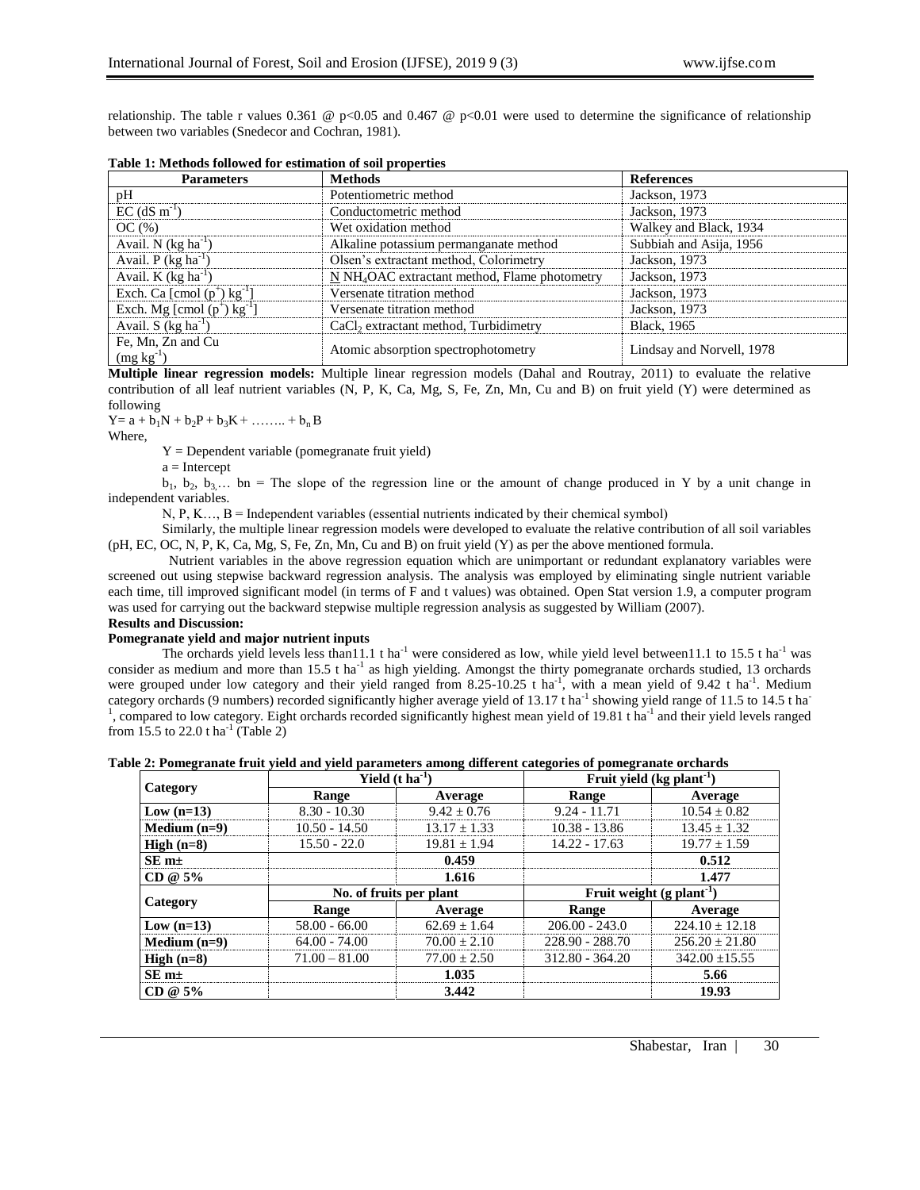relationship. The table r values 0.361 @ $p<0.05$ and 0.467 @ $p<0.01$ were used to determine the significance of relationship between two variables (Snedecor and Cochran, 1981).

**Table 1: Methods followed for estimation of soil properties**

| Parameters | Methods | References |
|---|---|---|
| pH | Potentiometric method | Jackson, 1973 |
| EC ($dS\ m^{-1}$) | Conductometric method | Jackson, 1973 |
| OC (%) | Wet oxidation method | Walkey and Black, 1934 |
| Avail. N ($kg\ ha^{-1}$) | Alkaline potassium permanganate method | Subbiah and Asija, 1956 |
| Avail. P ($kg\ ha^{-1}$) | Olsen's extractant method, Colorimetry | Jackson, 1973 |
| Avail. K ($kg\ ha^{-1}$) | N $NH_4OAC$ extractant method, Flame photometry | Jackson, 1973 |
| Exch. Ca [cmol ($p^+$) $kg^{-1}$] | Versenate titration method | Jackson, 1973 |
| Exch. Mg [cmol ($p^+$) $kg^{-1}$] | Versenate titration method | Jackson, 1973 |
| Avail. S ($kg\ ha^{-1}$) | $CaCl_2$ extractant method, Turbidimetry | Black, 1965 |
| Fe, Mn, Zn and Cu ($mg\ kg^{-1}$) | Atomic absorption spectrophotometry | Lindsay and Norvell, 1978 |

**Multiple linear regression models:** Multiple linear regression models (Dahal and Routray, 2011) to evaluate the relative contribution of all leaf nutrient variables (N, P, K, Ca, Mg, S, Fe, Zn, Mn, Cu and B) on fruit yield (Y) were determined as following

$Y = a + b_1N + b_2P + b_3K + \ldots\ldots + b_nB$

Where,

Y = Dependent variable (pomegranate fruit yield)

a = Intercept

$b_1$, $b_2$, $b_3$,… bn = The slope of the regression line or the amount of change produced in Y by a unit change in independent variables.

N, P, K…, B = Independent variables (essential nutrients indicated by their chemical symbol)

Similarly, the multiple linear regression models were developed to evaluate the relative contribution of all soil variables (pH, EC, OC, N, P, K, Ca, Mg, S, Fe, Zn, Mn, Cu and B) on fruit yield (Y) as per the above mentioned formula.

Nutrient variables in the above regression equation which are unimportant or redundant explanatory variables were screened out using stepwise backward regression analysis. The analysis was employed by eliminating single nutrient variable each time, till improved significant model (in terms of F and t values) was obtained. Open Stat version 1.9, a computer program was used for carrying out the backward stepwise multiple regression analysis as suggested by William (2007).

## Results and Discussion:

### Pomegranate yield and major nutrient inputs

The orchards yield levels less than11.1 t $ha^{-1}$ were considered as low, while yield level between11.1 to 15.5 t $ha^{-1}$ was consider as medium and more than 15.5 t $ha^{-1}$ as high yielding. Amongst the thirty pomegranate orchards studied, 13 orchards were grouped under low category and their yield ranged from 8.25-10.25 t $ha^{-1}$, with a mean yield of 9.42 t $ha^{-1}$. Medium category orchards (9 numbers) recorded significantly higher average yield of 13.17 t $ha^{-1}$ showing yield range of 11.5 to 14.5 t $ha^{-1}$, compared to low category. Eight orchards recorded significantly highest mean yield of 19.81 t $ha^{-1}$ and their yield levels ranged from 15.5 to 22.0 t $ha^{-1}$ (Table 2)

**Table 2: Pomegranate fruit yield and yield parameters among different categories of pomegranate orchards**

| Category | Yield ($t\ ha^{-1}$) | | Fruit yield ($kg\ plant^{-1}$) | |
|---|---|---|---|---|
| | Range | Average | Range | Average |
| **Low (n=13)** | 8.30 - 10.30 | 9.42 ± 0.76 | 9.24 - 11.71 | 10.54 ± 0.82 |
| **Medium (n=9)** | 10.50 - 14.50 | 13.17 ± 1.33 | 10.38 - 13.86 | 13.45 ± 1.32 |
| **High (n=8)** | 15.50 - 22.0 | 19.81 ± 1.94 | 14.22 - 17.63 | 19.77 ± 1.59 |
| **SE m±** | | **0.459** | | **0.512** |
| **CD @ 5%** | | **1.616** | | **1.477** |
| **Category** | **No. of fruits per plant** | | **Fruit weight ($g\ plant^{-1}$)** | |
| | **Range** | **Average** | **Range** | **Average** |
| **Low (n=13)** | 58.00 - 66.00 | 62.69 ± 1.64 | 206.00 - 243.0 | 224.10 ± 12.18 |
| **Medium (n=9)** | 64.00 - 74.00 | 70.00 ± 2.10 | 228.90 - 288.70 | 256.20 ± 21.80 |
| **High (n=8)** | 71.00 – 81.00 | 77.00 ± 2.50 | 312.80 - 364.20 | 342.00 ±15.55 |
| **SE m±** | | **1.035** | | **5.66** |
| **CD @ 5%** | | **3.442** | | **19.93** |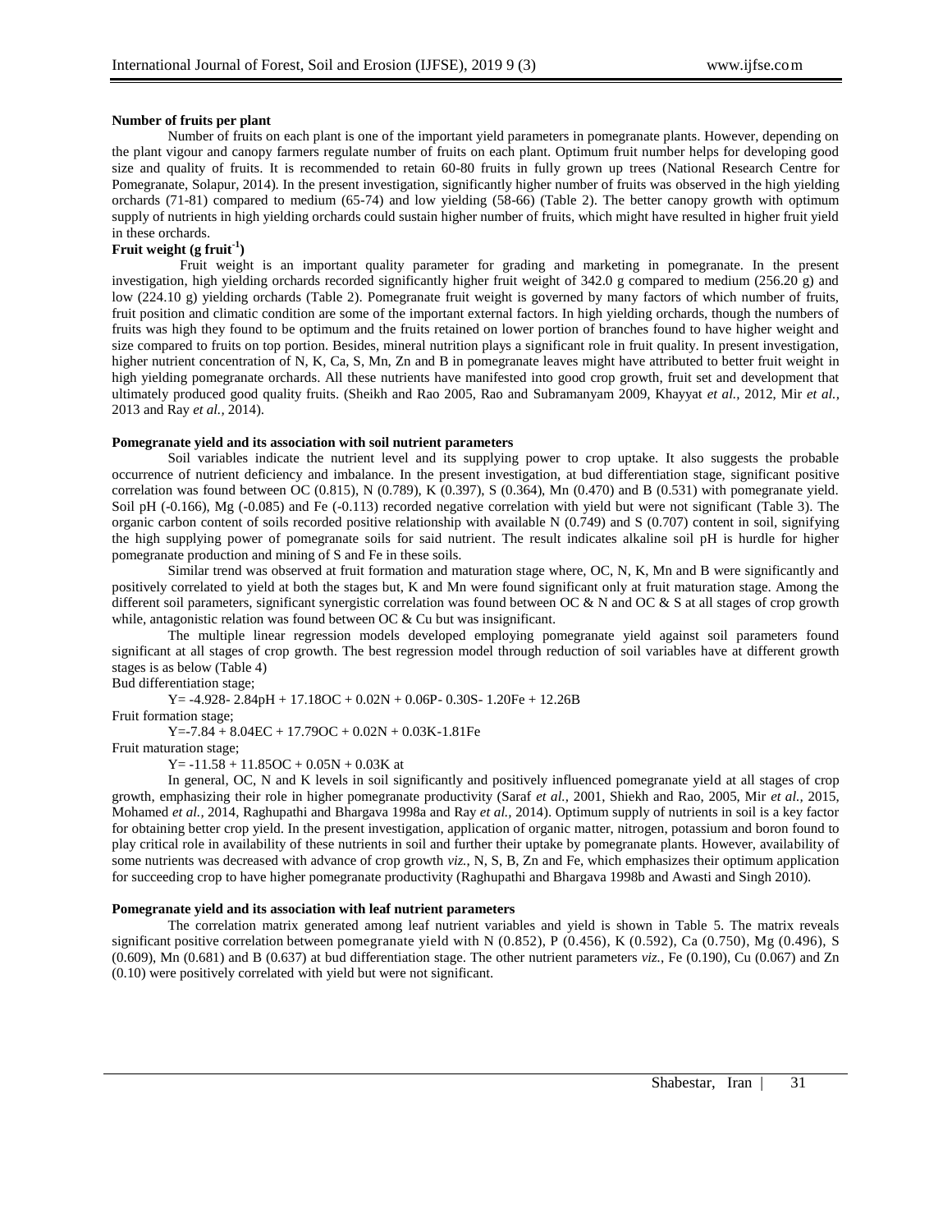**Number of fruits per plant**

Number of fruits on each plant is one of the important yield parameters in pomegranate plants. However, depending on the plant vigour and canopy farmers regulate number of fruits on each plant. Optimum fruit number helps for developing good size and quality of fruits. It is recommended to retain 60-80 fruits in fully grown up trees (National Research Centre for Pomegranate, Solapur, 2014). In the present investigation, significantly higher number of fruits was observed in the high yielding orchards (71-81) compared to medium (65-74) and low yielding (58-66) (Table 2). The better canopy growth with optimum supply of nutrients in high yielding orchards could sustain higher number of fruits, which might have resulted in higher fruit yield in these orchards.

**Fruit weight (g fruit$^{-1}$)**

Fruit weight is an important quality parameter for grading and marketing in pomegranate. In the present investigation, high yielding orchards recorded significantly higher fruit weight of 342.0 g compared to medium (256.20 g) and low (224.10 g) yielding orchards (Table 2). Pomegranate fruit weight is governed by many factors of which number of fruits, fruit position and climatic condition are some of the important external factors. In high yielding orchards, though the numbers of fruits was high they found to be optimum and the fruits retained on lower portion of branches found to have higher weight and size compared to fruits on top portion. Besides, mineral nutrition plays a significant role in fruit quality. In present investigation, higher nutrient concentration of N, K, Ca, S, Mn, Zn and B in pomegranate leaves might have attributed to better fruit weight in high yielding pomegranate orchards. All these nutrients have manifested into good crop growth, fruit set and development that ultimately produced good quality fruits. (Sheikh and Rao 2005, Rao and Subramanyam 2009, Khayyat *et al.,* 2012, Mir *et al.,* 2013 and Ray *et al.,* 2014).

**Pomegranate yield and its association with soil nutrient parameters**

Soil variables indicate the nutrient level and its supplying power to crop uptake. It also suggests the probable occurrence of nutrient deficiency and imbalance. In the present investigation, at bud differentiation stage, significant positive correlation was found between OC (0.815), N (0.789), K (0.397), S (0.364), Mn (0.470) and B (0.531) with pomegranate yield. Soil pH (-0.166), Mg (-0.085) and Fe (-0.113) recorded negative correlation with yield but were not significant (Table 3). The organic carbon content of soils recorded positive relationship with available N (0.749) and S (0.707) content in soil, signifying the high supplying power of pomegranate soils for said nutrient. The result indicates alkaline soil pH is hurdle for higher pomegranate production and mining of S and Fe in these soils.

Similar trend was observed at fruit formation and maturation stage where, OC, N, K, Mn and B were significantly and positively correlated to yield at both the stages but, K and Mn were found significant only at fruit maturation stage. Among the different soil parameters, significant synergistic correlation was found between OC & N and OC & S at all stages of crop growth while, antagonistic relation was found between OC & Cu but was insignificant.

The multiple linear regression models developed employing pomegranate yield against soil parameters found significant at all stages of crop growth. The best regression model through reduction of soil variables have at different growth stages is as below (Table 4)

Bud differentiation stage;

$$Y= -4.928- 2.84pH + 17.18OC + 0.02N + 0.06P- 0.30S- 1.20Fe + 12.26B$$

Fruit formation stage;

$$Y=-7.84 + 8.04EC + 17.79OC + 0.02N + 0.03K-1.81Fe$$

Fruit maturation stage;

$$Y= -11.58 + 11.85OC + 0.05N + 0.03K$$ at

In general, OC, N and K levels in soil significantly and positively influenced pomegranate yield at all stages of crop growth, emphasizing their role in higher pomegranate productivity (Saraf *et al.,* 2001, Shiekh and Rao, 2005, Mir *et al.,* 2015, Mohamed *et al.,* 2014, Raghupathi and Bhargava 1998a and Ray *et al.,* 2014). Optimum supply of nutrients in soil is a key factor for obtaining better crop yield. In the present investigation, application of organic matter, nitrogen, potassium and boron found to play critical role in availability of these nutrients in soil and further their uptake by pomegranate plants. However, availability of some nutrients was decreased with advance of crop growth *viz.,* N, S, B, Zn and Fe, which emphasizes their optimum application for succeeding crop to have higher pomegranate productivity (Raghupathi and Bhargava 1998b and Awasti and Singh 2010).

**Pomegranate yield and its association with leaf nutrient parameters**

The correlation matrix generated among leaf nutrient variables and yield is shown in Table 5. The matrix reveals significant positive correlation between pomegranate yield with N (0.852), P (0.456), K (0.592), Ca (0.750), Mg (0.496), S (0.609), Mn (0.681) and B (0.637) at bud differentiation stage. The other nutrient parameters *viz.,* Fe (0.190), Cu (0.067) and Zn (0.10) were positively correlated with yield but were not significant.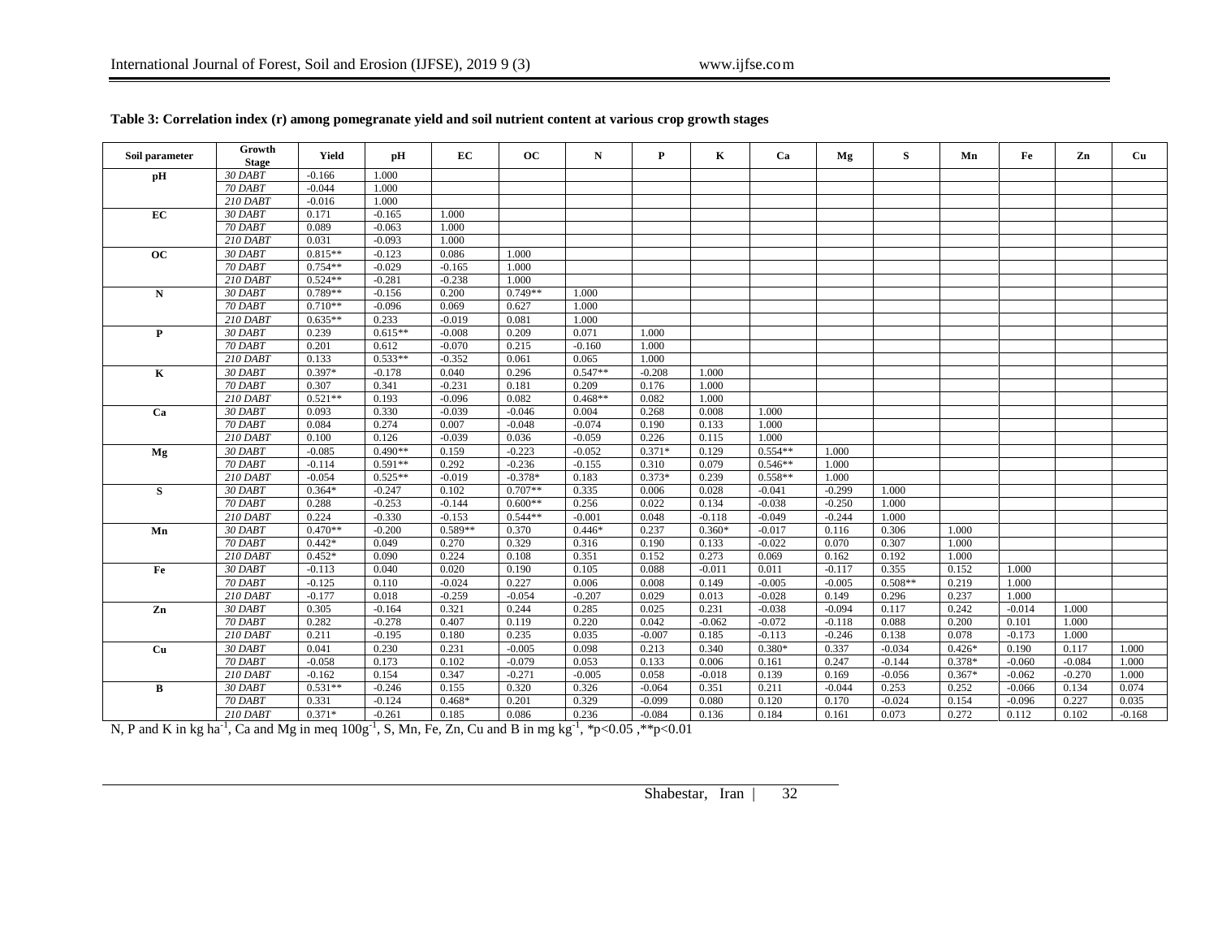**Table 3: Correlation index (r) among pomegranate yield and soil nutrient content at various crop growth stages**

| Soil parameter | Growth Stage | Yield | pH | EC | OC | N | P | K | Ca | Mg | S | Mn | Fe | Zn | Cu |
|---|---|---|---|---|---|---|---|---|---|---|---|---|---|---|---|
| **pH** | *30 DABT* | -0.166 | 1.000 | | | | | | | | | | | | |
| | *70 DABT* | -0.044 | 1.000 | | | | | | | | | | | | |
| | *210 DABT* | -0.016 | 1.000 | | | | | | | | | | | | |
| **EC** | *30 DABT* | 0.171 | -0.165 | 1.000 | | | | | | | | | | | |
| | *70 DABT* | 0.089 | -0.063 | 1.000 | | | | | | | | | | | |
| | *210 DABT* | 0.031 | -0.093 | 1.000 | | | | | | | | | | | |
| **OC** | *30 DABT* | 0.815** | -0.123 | 0.086 | 1.000 | | | | | | | | | | |
| | *70 DABT* | 0.754** | -0.029 | -0.165 | 1.000 | | | | | | | | | | |
| | *210 DABT* | 0.524** | -0.281 | -0.238 | 1.000 | | | | | | | | | | |
| **N** | *30 DABT* | 0.789** | -0.156 | 0.200 | 0.749** | 1.000 | | | | | | | | | |
| | *70 DABT* | 0.710** | -0.096 | 0.069 | 0.627 | 1.000 | | | | | | | | | |
| | *210 DABT* | 0.635** | 0.233 | -0.019 | 0.081 | 1.000 | | | | | | | | | |
| **P** | *30 DABT* | 0.239 | 0.615** | -0.008 | 0.209 | 0.071 | 1.000 | | | | | | | | |
| | *70 DABT* | 0.201 | 0.612 | -0.070 | 0.215 | -0.160 | 1.000 | | | | | | | | |
| | *210 DABT* | 0.133 | 0.533** | -0.352 | 0.061 | 0.065 | 1.000 | | | | | | | | |
| **K** | *30 DABT* | 0.397* | -0.178 | 0.040 | 0.296 | 0.547** | -0.208 | 1.000 | | | | | | | |
| | *70 DABT* | 0.307 | 0.341 | -0.231 | 0.181 | 0.209 | 0.176 | 1.000 | | | | | | | |
| | *210 DABT* | 0.521** | 0.193 | -0.096 | 0.082 | 0.468** | 0.082 | 1.000 | | | | | | | |
| **Ca** | *30 DABT* | 0.093 | 0.330 | -0.039 | -0.046 | 0.004 | 0.268 | 0.008 | 1.000 | | | | | | |
| | *70 DABT* | 0.084 | 0.274 | 0.007 | -0.048 | -0.074 | 0.190 | 0.133 | 1.000 | | | | | | |
| | *210 DABT* | 0.100 | 0.126 | -0.039 | 0.036 | -0.059 | 0.226 | 0.115 | 1.000 | | | | | | |
| **Mg** | *30 DABT* | -0.085 | 0.490** | 0.159 | -0.223 | -0.052 | 0.371* | 0.129 | 0.554** | 1.000 | | | | | |
| | *70 DABT* | -0.114 | 0.591** | 0.292 | -0.236 | -0.155 | 0.310 | 0.079 | 0.546** | 1.000 | | | | | |
| | *210 DABT* | -0.054 | 0.525** | -0.019 | -0.378* | 0.183 | 0.373* | 0.239 | 0.558** | 1.000 | | | | | |
| **S** | *30 DABT* | 0.364* | -0.247 | 0.102 | 0.707** | 0.335 | 0.006 | 0.028 | -0.041 | -0.299 | 1.000 | | | | |
| | *70 DABT* | 0.288 | -0.253 | -0.144 | 0.600** | 0.256 | 0.022 | 0.134 | -0.038 | -0.250 | 1.000 | | | | |
| | *210 DABT* | 0.224 | -0.330 | -0.153 | 0.544** | -0.001 | 0.048 | -0.118 | -0.049 | -0.244 | 1.000 | | | | |
| **Mn** | *30 DABT* | 0.470** | -0.200 | 0.589** | 0.370 | 0.446* | 0.237 | 0.360* | -0.017 | 0.116 | 0.306 | 1.000 | | | |
| | *70 DABT* | 0.442* | 0.049 | 0.270 | 0.329 | 0.316 | 0.190 | 0.133 | -0.022 | 0.070 | 0.307 | 1.000 | | | |
| | *210 DABT* | 0.452* | 0.090 | 0.224 | 0.108 | 0.351 | 0.152 | 0.273 | 0.069 | 0.162 | 0.192 | 1.000 | | | |
| **Fe** | *30 DABT* | -0.113 | 0.040 | 0.020 | 0.190 | 0.105 | 0.088 | -0.011 | 0.011 | -0.117 | 0.355 | 0.152 | 1.000 | | |
| | *70 DABT* | -0.125 | 0.110 | -0.024 | 0.227 | 0.006 | 0.008 | 0.149 | -0.005 | -0.005 | 0.508** | 0.219 | 1.000 | | |
| | *210 DABT* | -0.177 | 0.018 | -0.259 | -0.054 | -0.207 | 0.029 | 0.013 | -0.028 | 0.149 | 0.296 | 0.237 | 1.000 | | |
| **Zn** | *30 DABT* | 0.305 | -0.164 | 0.321 | 0.244 | 0.285 | 0.025 | 0.231 | -0.038 | -0.094 | 0.117 | 0.242 | -0.014 | 1.000 | |
| | *70 DABT* | 0.282 | -0.278 | 0.407 | 0.119 | 0.220 | 0.042 | -0.062 | -0.072 | -0.118 | 0.088 | 0.200 | 0.101 | 1.000 | |
| | *210 DABT* | 0.211 | -0.195 | 0.180 | 0.235 | 0.035 | -0.007 | 0.185 | -0.113 | -0.246 | 0.138 | 0.078 | -0.173 | 1.000 | |
| **Cu** | *30 DABT* | 0.041 | 0.230 | 0.231 | -0.005 | 0.098 | 0.213 | 0.340 | 0.380* | 0.337 | -0.034 | 0.426* | 0.190 | 0.117 | 1.000 |
| | *70 DABT* | -0.058 | 0.173 | 0.102 | -0.079 | 0.053 | 0.133 | 0.006 | 0.161 | 0.247 | -0.144 | 0.378* | -0.060 | -0.084 | 1.000 |
| | *210 DABT* | -0.162 | 0.154 | 0.347 | -0.271 | -0.005 | 0.058 | -0.018 | 0.139 | 0.169 | -0.056 | 0.367* | -0.062 | -0.270 | 1.000 |
| **B** | *30 DABT* | 0.531** | -0.246 | 0.155 | 0.320 | 0.326 | -0.064 | 0.351 | 0.211 | -0.044 | 0.253 | 0.252 | -0.066 | 0.134 | 0.074 |
| | *70 DABT* | 0.331 | -0.124 | 0.468* | 0.201 | 0.329 | -0.099 | 0.080 | 0.120 | 0.170 | -0.024 | 0.154 | -0.096 | 0.227 | 0.035 |
| | *210 DABT* | 0.371* | -0.261 | 0.185 | 0.086 | 0.236 | -0.084 | 0.136 | 0.184 | 0.161 | 0.073 | 0.272 | 0.112 | 0.102 | -0.168 |

N, P and K in kg $ha^{-1}$, Ca and Mg in meq $100g^{-1}$, S, Mn, Fe, Zn, Cu and B in mg $kg^{-1}$, $^{*}p<0.05$, $^{**}p<0.01$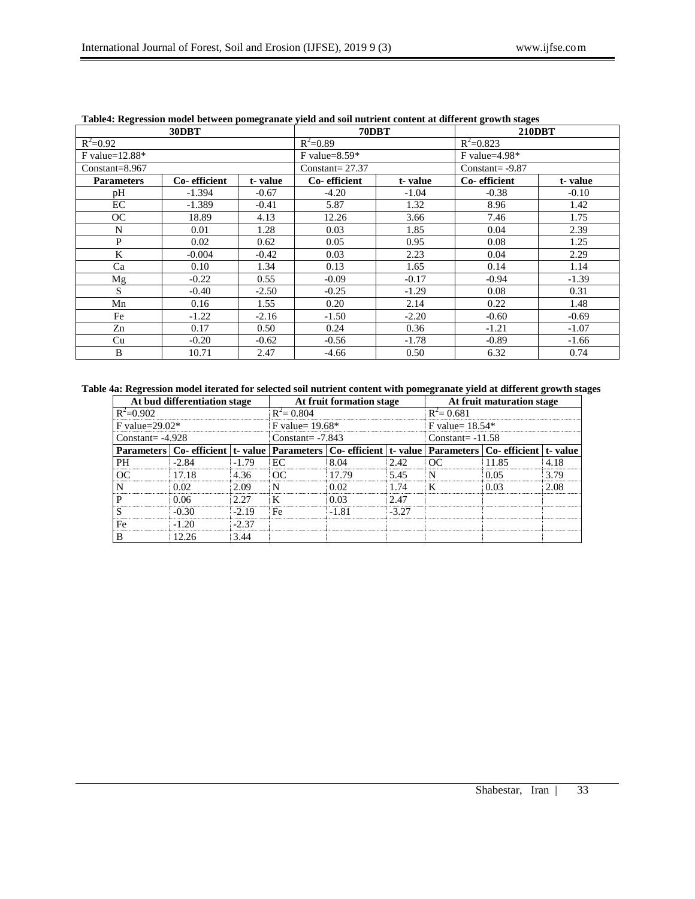**Table4: Regression model between pomegranate yield and soil nutrient content at different growth stages**

| 30DBT | | | 70DBT | | 210DBT | |
|---|---|---|---|---|---|---|
| $R^2$=0.92 | | | $R^2$=0.89 | | $R^2$=0.823 | |
| F value=12.88* | | | F value=8.59* | | F value=4.98* | |
| Constant=8.967 | | | Constant= 27.37 | | Constant= -9.87 | |
| **Parameters** | **Co- efficient** | **t- value** | **Co- efficient** | **t- value** | **Co- efficient** | **t- value** |
| pH | -1.394 | -0.67 | -4.20 | -1.04 | -0.38 | -0.10 |
| EC | -1.389 | -0.41 | 5.87 | 1.32 | 8.96 | 1.42 |
| OC | 18.89 | 4.13 | 12.26 | 3.66 | 7.46 | 1.75 |
| N | 0.01 | 1.28 | 0.03 | 1.85 | 0.04 | 2.39 |
| P | 0.02 | 0.62 | 0.05 | 0.95 | 0.08 | 1.25 |
| K | -0.004 | -0.42 | 0.03 | 2.23 | 0.04 | 2.29 |
| Ca | 0.10 | 1.34 | 0.13 | 1.65 | 0.14 | 1.14 |
| Mg | -0.22 | 0.55 | -0.09 | -0.17 | -0.94 | -1.39 |
| S | -0.40 | -2.50 | -0.25 | -1.29 | 0.08 | 0.31 |
| Mn | 0.16 | 1.55 | 0.20 | 2.14 | 0.22 | 1.48 |
| Fe | -1.22 | -2.16 | -1.50 | -2.20 | -0.60 | -0.69 |
| Zn | 0.17 | 0.50 | 0.24 | 0.36 | -1.21 | -1.07 |
| Cu | -0.20 | -0.62 | -0.56 | -1.78 | -0.89 | -1.66 |
| B | 10.71 | 2.47 | -4.66 | 0.50 | 6.32 | 0.74 |

**Table 4a: Regression model iterated for selected soil nutrient content with pomegranate yield at different growth stages**

| At bud differentiation stage | | | At fruit formation stage | | | At fruit maturation stage | | |
|---|---|---|---|---|---|---|---|---|
| $R^2$=0.902 | | | $R^2$= 0.804 | | | $R^2$= 0.681 | | |
| F value=29.02* | | | F value= 19.68* | | | F value= 18.54* | | |
| Constant= -4.928 | | | Constant= -7.843 | | | Constant= -11.58 | | |
| **Parameters** | **Co- efficient** | **t- value** | **Parameters** | **Co- efficient** | **t- value** | **Parameters** | **Co- efficient** | **t- value** |
| PH | -2.84 | -1.79 | EC | 8.04 | 2.42 | OC | 11.85 | 4.18 |
| OC | 17.18 | 4.36 | OC | 17.79 | 5.45 | N | 0.05 | 3.79 |
| N | 0.02 | 2.09 | N | 0.02 | 1.74 | K | 0.03 | 2.08 |
| P | 0.06 | 2.27 | K | 0.03 | 2.47 | | | |
| S | -0.30 | -2.19 | Fe | -1.81 | -3.27 | | | |
| Fe | -1.20 | -2.37 | | | | | | |
| B | 12.26 | 3.44 | | | | | | |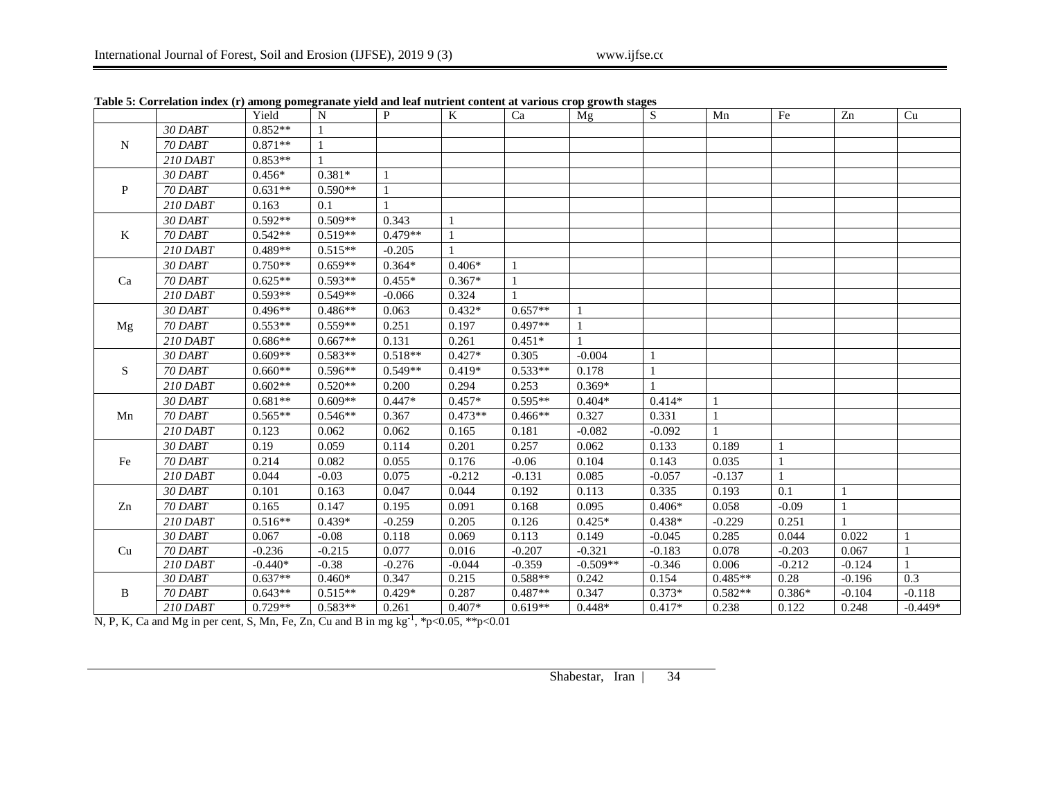**Table 5: Correlation index (r) among pomegranate yield and leaf nutrient content at various crop growth stages**

| | | Yield | N | P | K | Ca | Mg | S | Mn | Fe | Zn | Cu |
|---|---|---|---|---|---|---|---|---|---|---|---|---|
| N | *30 DABT* | 0.852** | 1 | | | | | | | | | |
| | *70 DABT* | 0.871** | 1 | | | | | | | | | |
| | *210 DABT* | 0.853** | 1 | | | | | | | | | |
| P | *30 DABT* | 0.456* | 0.381* | 1 | | | | | | | | |
| | *70 DABT* | 0.631** | 0.590** | 1 | | | | | | | | |
| | *210 DABT* | 0.163 | 0.1 | 1 | | | | | | | | |
| K | *30 DABT* | 0.592** | 0.509** | 0.343 | 1 | | | | | | | |
| | *70 DABT* | 0.542** | 0.519** | 0.479** | 1 | | | | | | | |
| | *210 DABT* | 0.489** | 0.515** | -0.205 | 1 | | | | | | | |
| Ca | *30 DABT* | 0.750** | 0.659** | 0.364* | 0.406* | 1 | | | | | | |
| | *70 DABT* | 0.625** | 0.593** | 0.455* | 0.367* | 1 | | | | | | |
| | *210 DABT* | 0.593** | 0.549** | -0.066 | 0.324 | 1 | | | | | | |
| Mg | *30 DABT* | 0.496** | 0.486** | 0.063 | 0.432* | 0.657** | 1 | | | | | |
| | *70 DABT* | 0.553** | 0.559** | 0.251 | 0.197 | 0.497** | 1 | | | | | |
| | *210 DABT* | 0.686** | 0.667** | 0.131 | 0.261 | 0.451* | 1 | | | | | |
| S | *30 DABT* | 0.609** | 0.583** | 0.518** | 0.427* | 0.305 | -0.004 | 1 | | | | |
| | *70 DABT* | 0.660** | 0.596** | 0.549** | 0.419* | 0.533** | 0.178 | 1 | | | | |
| | *210 DABT* | 0.602** | 0.520** | 0.200 | 0.294 | 0.253 | 0.369* | 1 | | | | |
| Mn | *30 DABT* | 0.681** | 0.609** | 0.447* | 0.457* | 0.595** | 0.404* | 0.414* | 1 | | | |
| | *70 DABT* | 0.565** | 0.546** | 0.367 | 0.473** | 0.466** | 0.327 | 0.331 | 1 | | | |
| | *210 DABT* | 0.123 | 0.062 | 0.062 | 0.165 | 0.181 | -0.082 | -0.092 | 1 | | | |
| Fe | *30 DABT* | 0.19 | 0.059 | 0.114 | 0.201 | 0.257 | 0.062 | 0.133 | 0.189 | 1 | | |
| | *70 DABT* | 0.214 | 0.082 | 0.055 | 0.176 | -0.06 | 0.104 | 0.143 | 0.035 | 1 | | |
| | *210 DABT* | 0.044 | -0.03 | 0.075 | -0.212 | -0.131 | 0.085 | -0.057 | -0.137 | 1 | | |
| Zn | *30 DABT* | 0.101 | 0.163 | 0.047 | 0.044 | 0.192 | 0.113 | 0.335 | 0.193 | 0.1 | 1 | |
| | *70 DABT* | 0.165 | 0.147 | 0.195 | 0.091 | 0.168 | 0.095 | 0.406* | 0.058 | -0.09 | 1 | |
| | *210 DABT* | 0.516** | 0.439* | -0.259 | 0.205 | 0.126 | 0.425* | 0.438* | -0.229 | 0.251 | 1 | |
| Cu | *30 DABT* | 0.067 | -0.08 | 0.118 | 0.069 | 0.113 | 0.149 | -0.045 | 0.285 | 0.044 | 0.022 | 1 |
| | *70 DABT* | -0.236 | -0.215 | 0.077 | 0.016 | -0.207 | -0.321 | -0.183 | 0.078 | -0.203 | 0.067 | 1 |
| | *210 DABT* | -0.440* | -0.38 | -0.276 | -0.044 | -0.359 | -0.509** | -0.346 | 0.006 | -0.212 | -0.124 | 1 |
| B | *30 DABT* | 0.637** | 0.460* | 0.347 | 0.215 | 0.588** | 0.242 | 0.154 | 0.485** | 0.28 | -0.196 | 0.3 |
| | *70 DABT* | 0.643** | 0.515** | 0.429* | 0.287 | 0.487** | 0.347 | 0.373* | 0.582** | 0.386* | -0.104 | -0.118 |
| | *210 DABT* | 0.729** | 0.583** | 0.261 | 0.407* | 0.619** | 0.448* | 0.417* | 0.238 | 0.122 | 0.248 | -0.449* |

N, P, K, Ca and Mg in per cent, S, Mn, Fe, Zn, Cu and B in mg $kg^{-1}$, *$p<0.05$, **$p<0.01$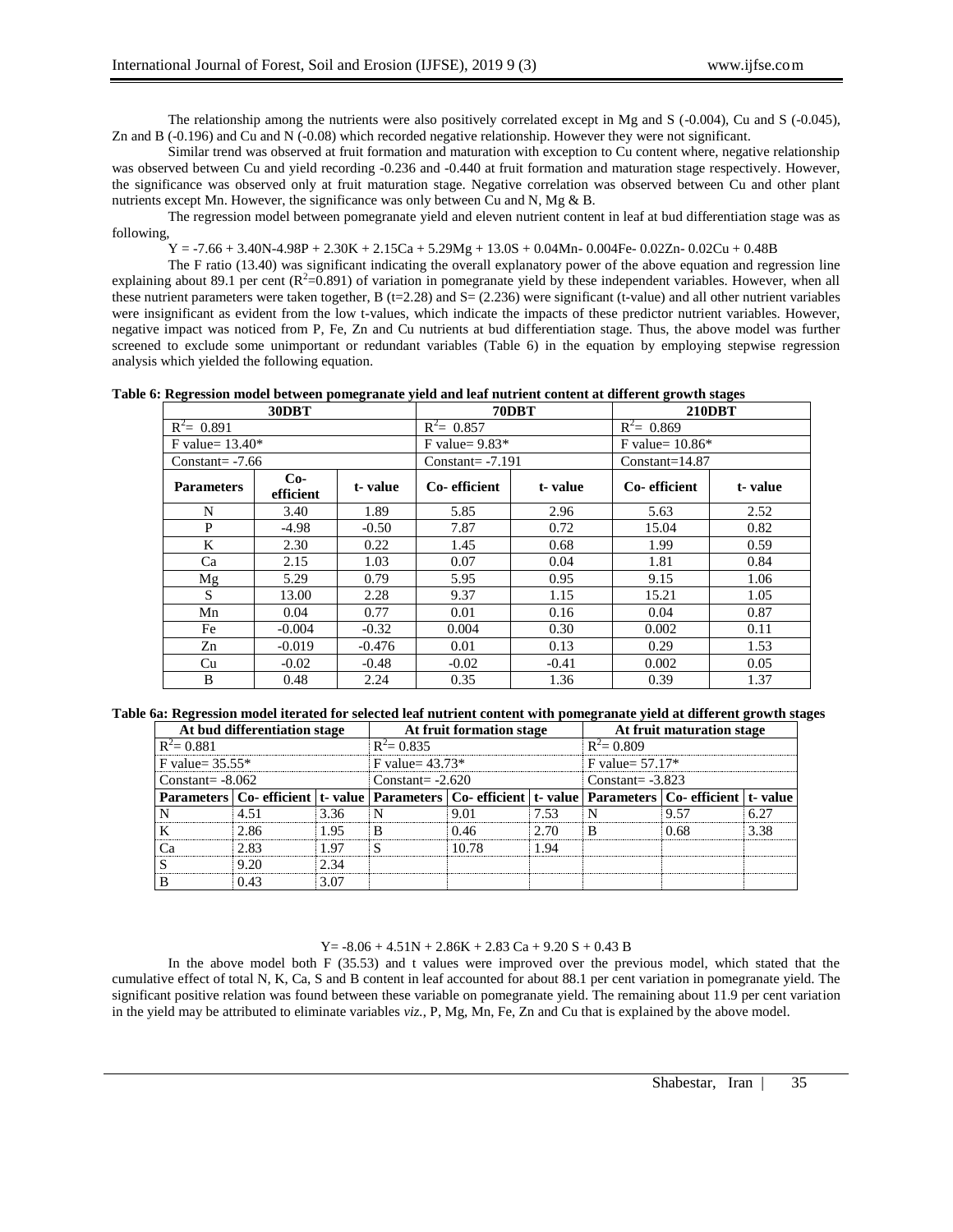The relationship among the nutrients were also positively correlated except in Mg and S (-0.004), Cu and S (-0.045), Zn and B (-0.196) and Cu and N (-0.08) which recorded negative relationship. However they were not significant.

Similar trend was observed at fruit formation and maturation with exception to Cu content where, negative relationship was observed between Cu and yield recording -0.236 and -0.440 at fruit formation and maturation stage respectively. However, the significance was observed only at fruit maturation stage. Negative correlation was observed between Cu and other plant nutrients except Mn. However, the significance was only between Cu and N, Mg & B.

The regression model between pomegranate yield and eleven nutrient content in leaf at bud differentiation stage was as following,

$$Y = -7.66 + 3.40N - 4.98P + 2.30K + 2.15Ca + 5.29Mg + 13.0S + 0.04Mn - 0.004Fe - 0.02Zn - 0.02Cu + 0.48B$$

The F ratio (13.40) was significant indicating the overall explanatory power of the above equation and regression line explaining about 89.1 per cent ($R^2$=0.891) of variation in pomegranate yield by these independent variables. However, when all these nutrient parameters were taken together, B (t=2.28) and S= (2.236) were significant (t-value) and all other nutrient variables were insignificant as evident from the low t-values, which indicate the impacts of these predictor nutrient variables. However, negative impact was noticed from P, Fe, Zn and Cu nutrients at bud differentiation stage. Thus, the above model was further screened to exclude some unimportant or redundant variables (Table 6) in the equation by employing stepwise regression analysis which yielded the following equation.

**Table 6: Regression model between pomegranate yield and leaf nutrient content at different growth stages**

| 30DBT | | | 70DBT | | 210DBT | |
|---|---|---|---|---|---|---|
| $R^2$= 0.891 | | | $R^2$= 0.857 | | $R^2$= 0.869 | |
| F value= 13.40* | | | F value= 9.83* | | F value= 10.86* | |
| Constant= -7.66 | | | Constant= -7.191 | | Constant=14.87 | |
| **Parameters** | **Co-efficient** | **t- value** | **Co- efficient** | **t- value** | **Co- efficient** | **t- value** |
| N | 3.40 | 1.89 | 5.85 | 2.96 | 5.63 | 2.52 |
| P | -4.98 | -0.50 | 7.87 | 0.72 | 15.04 | 0.82 |
| K | 2.30 | 0.22 | 1.45 | 0.68 | 1.99 | 0.59 |
| Ca | 2.15 | 1.03 | 0.07 | 0.04 | 1.81 | 0.84 |
| Mg | 5.29 | 0.79 | 5.95 | 0.95 | 9.15 | 1.06 |
| S | 13.00 | 2.28 | 9.37 | 1.15 | 15.21 | 1.05 |
| Mn | 0.04 | 0.77 | 0.01 | 0.16 | 0.04 | 0.87 |
| Fe | -0.004 | -0.32 | 0.004 | 0.30 | 0.002 | 0.11 |
| Zn | -0.019 | -0.476 | 0.01 | 0.13 | 0.29 | 1.53 |
| Cu | -0.02 | -0.48 | -0.02 | -0.41 | 0.002 | 0.05 |
| B | 0.48 | 2.24 | 0.35 | 1.36 | 0.39 | 1.37 |

**Table 6a: Regression model iterated for selected leaf nutrient content with pomegranate yield at different growth stages**

| At bud differentiation stage | | | At fruit formation stage | | | At fruit maturation stage | | |
|---|---|---|---|---|---|---|---|---|
| $R^2$= 0.881 | | | $R^2$= 0.835 | | | $R^2$= 0.809 | | |
| F value= 35.55* | | | F value= 43.73* | | | F value= 57.17* | | |
| Constant= -8.062 | | | Constant= -2.620 | | | Constant= -3.823 | | |
| **Parameters** | **Co- efficient** | **t- value** | **Parameters** | **Co- efficient** | **t- value** | **Parameters** | **Co- efficient** | **t- value** |
| N | 4.51 | 3.36 | N | 9.01 | 7.53 | N | 9.57 | 6.27 |
| K | 2.86 | 1.95 | B | 0.46 | 2.70 | B | 0.68 | 3.38 |
| Ca | 2.83 | 1.97 | S | 10.78 | 1.94 | | | |
| S | 9.20 | 2.34 | | | | | | |
| B | 0.43 | 3.07 | | | | | | |

$$Y = -8.06 + 4.51N + 2.86K + 2.83\,Ca + 9.20\,S + 0.43\,B$$

In the above model both F (35.53) and t values were improved over the previous model, which stated that the cumulative effect of total N, K, Ca, S and B content in leaf accounted for about 88.1 per cent variation in pomegranate yield. The significant positive relation was found between these variable on pomegranate yield. The remaining about 11.9 per cent variation in the yield may be attributed to eliminate variables *viz.*, P, Mg, Mn, Fe, Zn and Cu that is explained by the above model.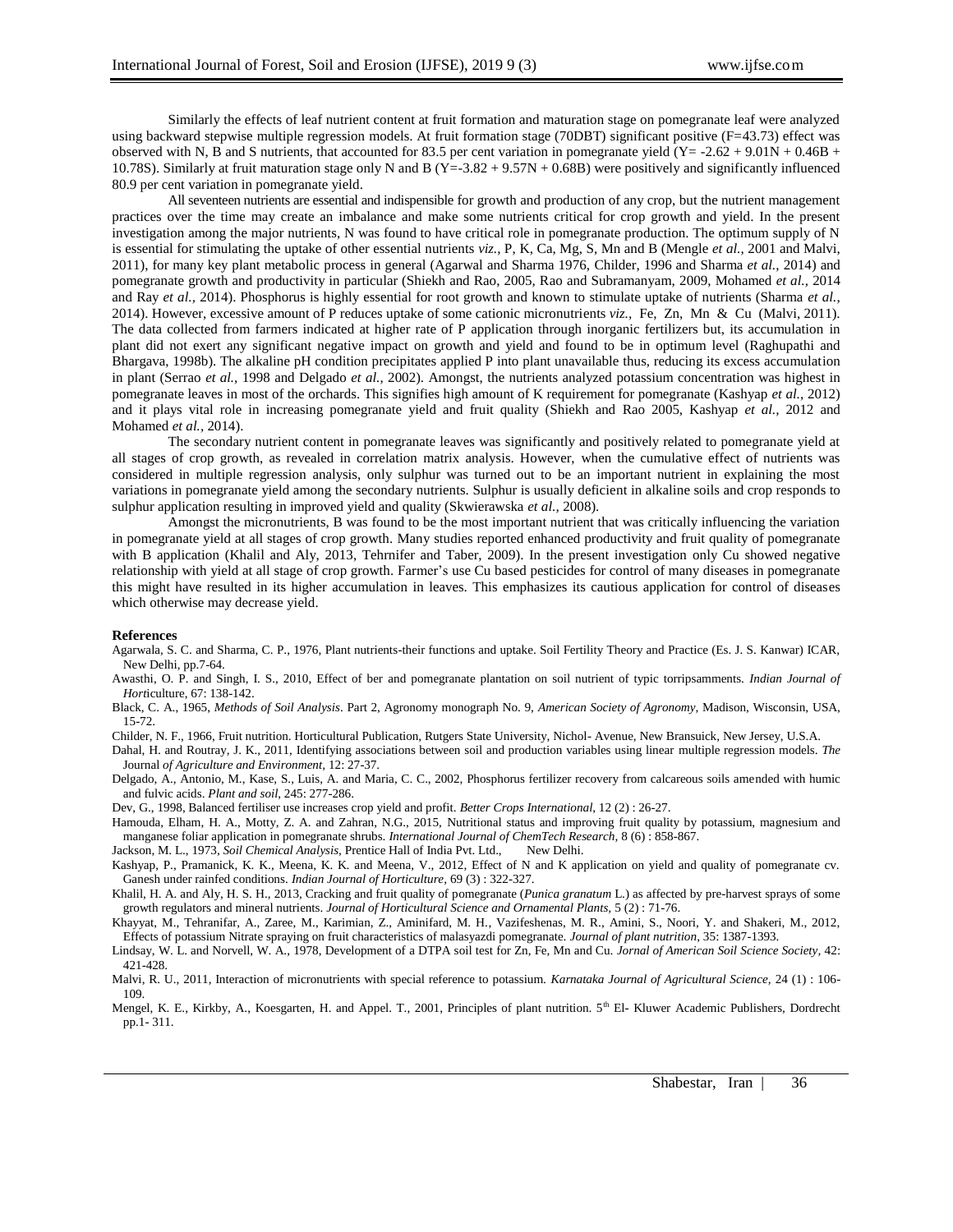Similarly the effects of leaf nutrient content at fruit formation and maturation stage on pomegranate leaf were analyzed using backward stepwise multiple regression models. At fruit formation stage (70DBT) significant positive (F=43.73) effect was observed with N, B and S nutrients, that accounted for 83.5 per cent variation in pomegranate yield ($Y= -2.62 + 9.01N + 0.46B + 10.78S$). Similarly at fruit maturation stage only N and B ($Y=-3.82 + 9.57N + 0.68B$) were positively and significantly influenced 80.9 per cent variation in pomegranate yield.

All seventeen nutrients are essential and indispensible for growth and production of any crop, but the nutrient management practices over the time may create an imbalance and make some nutrients critical for crop growth and yield. In the present investigation among the major nutrients, N was found to have critical role in pomegranate production. The optimum supply of N is essential for stimulating the uptake of other essential nutrients *viz.,* P, K, Ca, Mg, S, Mn and B (Mengle *et al.,* 2001 and Malvi, 2011), for many key plant metabolic process in general (Agarwal and Sharma 1976, Childer, 1996 and Sharma *et al.,* 2014) and pomegranate growth and productivity in particular (Shiekh and Rao, 2005, Rao and Subramanyam, 2009, Mohamed *et al.,* 2014 and Ray *et al.,* 2014). Phosphorus is highly essential for root growth and known to stimulate uptake of nutrients (Sharma *et al.,* 2014). However, excessive amount of P reduces uptake of some cationic micronutrients *viz.,* Fe, Zn, Mn & Cu (Malvi, 2011). The data collected from farmers indicated at higher rate of P application through inorganic fertilizers but, its accumulation in plant did not exert any significant negative impact on growth and yield and found to be in optimum level (Raghupathi and Bhargava, 1998b). The alkaline pH condition precipitates applied P into plant unavailable thus, reducing its excess accumulation in plant (Serrao *et al.,* 1998 and Delgado *et al.,* 2002). Amongst, the nutrients analyzed potassium concentration was highest in pomegranate leaves in most of the orchards. This signifies high amount of K requirement for pomegranate (Kashyap *et al.,* 2012) and it plays vital role in increasing pomegranate yield and fruit quality (Shiekh and Rao 2005, Kashyap *et al.,* 2012 and Mohamed *et al.,* 2014).

The secondary nutrient content in pomegranate leaves was significantly and positively related to pomegranate yield at all stages of crop growth, as revealed in correlation matrix analysis. However, when the cumulative effect of nutrients was considered in multiple regression analysis, only sulphur was turned out to be an important nutrient in explaining the most variations in pomegranate yield among the secondary nutrients. Sulphur is usually deficient in alkaline soils and crop responds to sulphur application resulting in improved yield and quality (Skwierawska *et al.,* 2008).

Amongst the micronutrients, B was found to be the most important nutrient that was critically influencing the variation in pomegranate yield at all stages of crop growth. Many studies reported enhanced productivity and fruit quality of pomegranate with B application (Khalil and Aly, 2013, Tehrnifer and Taber, 2009). In the present investigation only Cu showed negative relationship with yield at all stage of crop growth. Farmer's use Cu based pesticides for control of many diseases in pomegranate this might have resulted in its higher accumulation in leaves. This emphasizes its cautious application for control of diseases which otherwise may decrease yield.

**References**

Agarwala, S. C. and Sharma, C. P., 1976, Plant nutrients-their functions and uptake. Soil Fertility Theory and Practice (Es. J. S. Kanwar) ICAR, New Delhi, pp.7-64.

Awasthi, O. P. and Singh, I. S., 2010, Effect of ber and pomegranate plantation on soil nutrient of typic torripsamments. *Indian Journal of Hort*iculture, 67: 138-142.

Black, C. A., 1965, *Methods of Soil Analysis*. Part 2, Agronomy monograph No. 9, *American Society of Agronomy*, Madison, Wisconsin, USA, 15-72.

Childer, N. F., 1966, Fruit nutrition. Horticultural Publication, Rutgers State University, Nichol- Avenue, New Bransuick, New Jersey, U.S.A.

Dahal, H. and Routray, J. K., 2011, Identifying associations between soil and production variables using linear multiple regression models. *The* Journal *of Agriculture and Environment*, 12: 27-37.

Delgado, A., Antonio, M., Kase, S., Luis, A. and Maria, C. C., 2002, Phosphorus fertilizer recovery from calcareous soils amended with humic and fulvic acids. *Plant and soil*, 245: 277-286.

Dev, G., 1998, Balanced fertiliser use increases crop yield and profit. *Better Crops International*, 12 (2) : 26-27.

Hamouda, Elham, H. A., Motty, Z. A. and Zahran, N.G., 2015, Nutritional status and improving fruit quality by potassium, magnesium and manganese foliar application in pomegranate shrubs. *International Journal of ChemTech Research*, 8 (6) : 858-867.

Jackson, M. L., 1973, *Soil Chemical Analysis*, Prentice Hall of India Pvt. Ltd., New Delhi.

Kashyap, P., Pramanick, K. K., Meena, K. K. and Meena, V., 2012, Effect of N and K application on yield and quality of pomegranate cv. Ganesh under rainfed conditions. *Indian Journal of Horticulture*, 69 (3) : 322-327.

Khalil, H. A. and Aly, H. S. H., 2013, Cracking and fruit quality of pomegranate (*Punica granatum* L.) as affected by pre-harvest sprays of some growth regulators and mineral nutrients. *Journal of Horticultural Science and Ornamental Plants*, 5 (2) : 71-76.

Khayyat, M., Tehranifar, A., Zaree, M., Karimian, Z., Aminifard, M. H., Vazifeshenas, M. R., Amini, S., Noori, Y. and Shakeri, M., 2012, Effects of potassium Nitrate spraying on fruit characteristics of malasyazdi pomegranate. *Journal of plant nutrition*, 35: 1387-1393.

Lindsay, W. L. and Norvell, W. A., 1978, Development of a DTPA soil test for Zn, Fe, Mn and Cu. *Jornal of American Soil Science Society*, 42: 421-428.

Malvi, R. U., 2011, Interaction of micronutrients with special reference to potassium. *Karnataka Journal of Agricultural Science*, 24 (1) : 106-109.

Mengel, K. E., Kirkby, A., Koesgarten, H. and Appel. T., 2001, Principles of plant nutrition. 5th El- Kluwer Academic Publishers, Dordrecht pp.1- 311.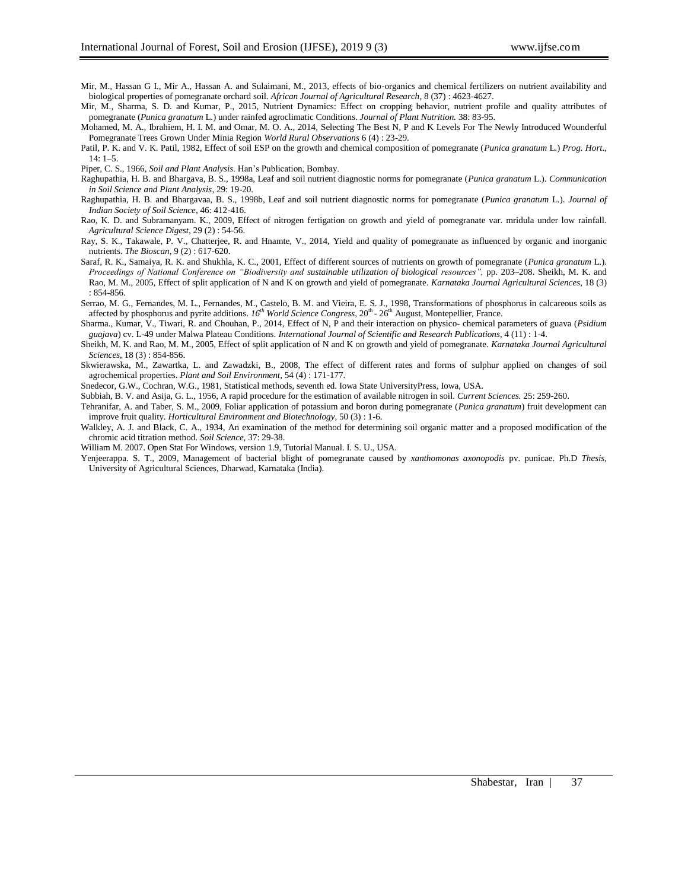Mir, M., Hassan G I., Mir A., Hassan A. and Sulaimani, M., 2013, effects of bio-organics and chemical fertilizers on nutrient availability and biological properties of pomegranate orchard soil. *African Journal of Agricultural Research*, 8 (37) : 4623-4627.

Mir, M., Sharma, S. D. and Kumar, P., 2015, Nutrient Dynamics: Effect on cropping behavior, nutrient profile and quality attributes of pomegranate (*Punica granatum* L.) under rainfed agroclimatic Conditions. *Journal of Plant Nutrition.* 38: 83-95.

Mohamed, M. A., Ibrahiem, H. I. M. and Omar, M. O. A., 2014, Selecting The Best N, P and K Levels For The Newly Introduced Wounderful Pomegranate Trees Grown Under Minia Region *World Rural Observations* 6 (4) : 23-29.

Patil, P. K. and V. K. Patil, 1982, Effect of soil ESP on the growth and chemical composition of pomegranate (*Punica granatum* L.) *Prog. Hort*., 14: 1–5.

Piper, C. S., 1966, *Soil and Plant Analysis*. Han's Publication, Bombay.

Raghupathia, H. B. and Bhargava, B. S., 1998a, Leaf and soil nutrient diagnostic norms for pomegranate (*Punica granatum* L.). *Communication in Soil Science and Plant Analysis*, 29: 19-20.

Raghupathia, H. B. and Bhargavaa, B. S., 1998b, Leaf and soil nutrient diagnostic norms for pomegranate (*Punica granatum* L.). *Journal of Indian Society of Soil Science*, 46: 412-416.

Rao, K. D. and Subramanyam. K., 2009, Effect of nitrogen fertigation on growth and yield of pomegranate var. mridula under low rainfall. *Agricultural Science Digest*, 29 (2) : 54-56.

Ray, S. K., Takawale, P. V., Chatterjee, R. and Hnamte, V., 2014, Yield and quality of pomegranate as influenced by organic and inorganic nutrients. *The Bioscan*, 9 (2) : 617-620.

Saraf, R. K., Samaiya, R. K. and Shukhla, K. C., 2001, Effect of different sources of nutrients on growth of pomegranate (*Punica granatum* L.). *Proceedings of National Conference on "Biodiversity and sustainable utilization of biological resources"*, pp. 203–208. Sheikh, M. K. and Rao, M. M., 2005, Effect of split application of N and K on growth and yield of pomegranate. *Karnataka Journal Agricultural Sciences*, 18 (3) : 854-856.

Serrao, M. G., Fernandes, M. L., Fernandes, M., Castelo, B. M. and Vieira, E. S. J., 1998, Transformations of phosphorus in calcareous soils as affected by phosphorus and pyrite additions. *16th World Science Congress*, 20th - 26th August, Montepellier, France.

Sharma., Kumar, V., Tiwari, R. and Chouhan, P., 2014, Effect of N, P and their interaction on physico- chemical parameters of guava (*Psidium guajava*) cv. L-49 under Malwa Plateau Conditions. *International Journal of Scientific and Research Publications*, 4 (11) : 1-4.

Sheikh, M. K. and Rao, M. M., 2005, Effect of split application of N and K on growth and yield of pomegranate. *Karnataka Journal Agricultural Sciences*, 18 (3) : 854-856.

Skwierawska, M., Zawartka, L. and Zawadzki, B., 2008, The effect of different rates and forms of sulphur applied on changes of soil agrochemical properties. *Plant and Soil Environment*, 54 (4) : 171-177.

Snedecor, G.W., Cochran, W.G., 1981, Statistical methods, seventh ed. Iowa State UniversityPress, Iowa, USA.

Subbiah, B. V. and Asija, G. L., 1956, A rapid procedure for the estimation of available nitrogen in soil. *Current Sciences.* 25: 259-260.

Tehranifar, A. and Taber, S. M., 2009, Foliar application of potassium and boron during pomegranate (*Punica granatum*) fruit development can improve fruit quality. *Horticultural Environment and Biotechnology*, 50 (3) : 1-6.

Walkley, A. J. and Black, C. A., 1934, An examination of the method for determining soil organic matter and a proposed modification of the chromic acid titration method. *Soil Science,* 37: 29-38.

William M. 2007. Open Stat For Windows, version 1.9, Tutorial Manual. I. S. U., USA.

Yenjeerappa. S. T., 2009, Management of bacterial blight of pomegranate caused by *xanthomonas axonopodis* pv. punicae. Ph.D *Thesis*, University of Agricultural Sciences, Dharwad, Karnataka (India).